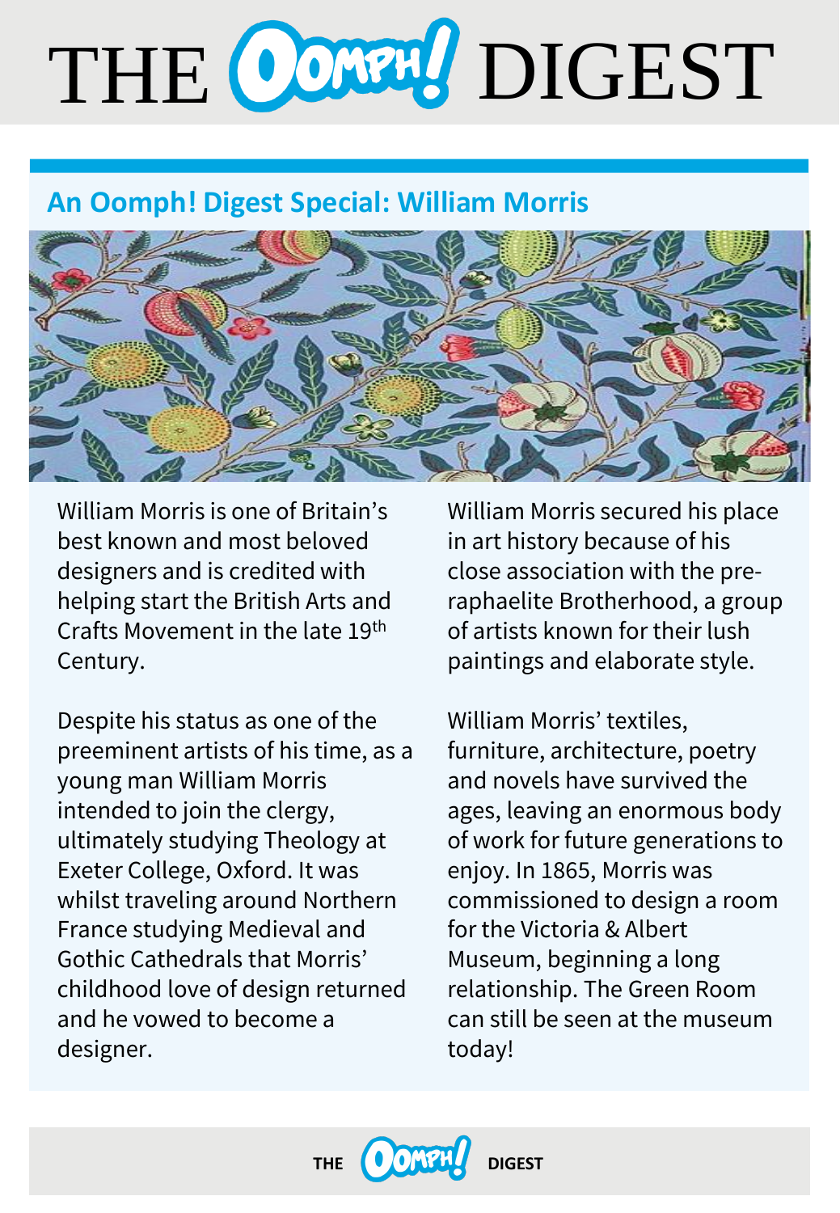# THE OOMPH! DIGEST

## An Oomph! Digest Special: William Morris

William Morris is one of Britain's best known and most beloved designers and is credited with helping start the British Arts and Crafts Movement in the late 19th Century.

Despite his status as one of the preeminent artists of his time, as a young man William Morris intended to join the clergy, ultimately studying Theology at Exeter College, Oxford. It was whilst traveling around Northern France studying Medieval and Gothic Cathedrals that Morris' childhood love of design returned and he vowed to become a designer.

William Morris secured his place in art history because of his close association with the pre-raphaelite Brotherhood, a group of artists known for their lush paintings and elaborate style.

William Morris' textiles, furniture, architecture, poetry and novels have survived the ages, leaving an enormous body of work for future generations to enjoy. In 1865, Morris was commissioned to design a room for the Victoria & Albert Museum, beginning a long relationship. The Green Room can still be seen at the museum today!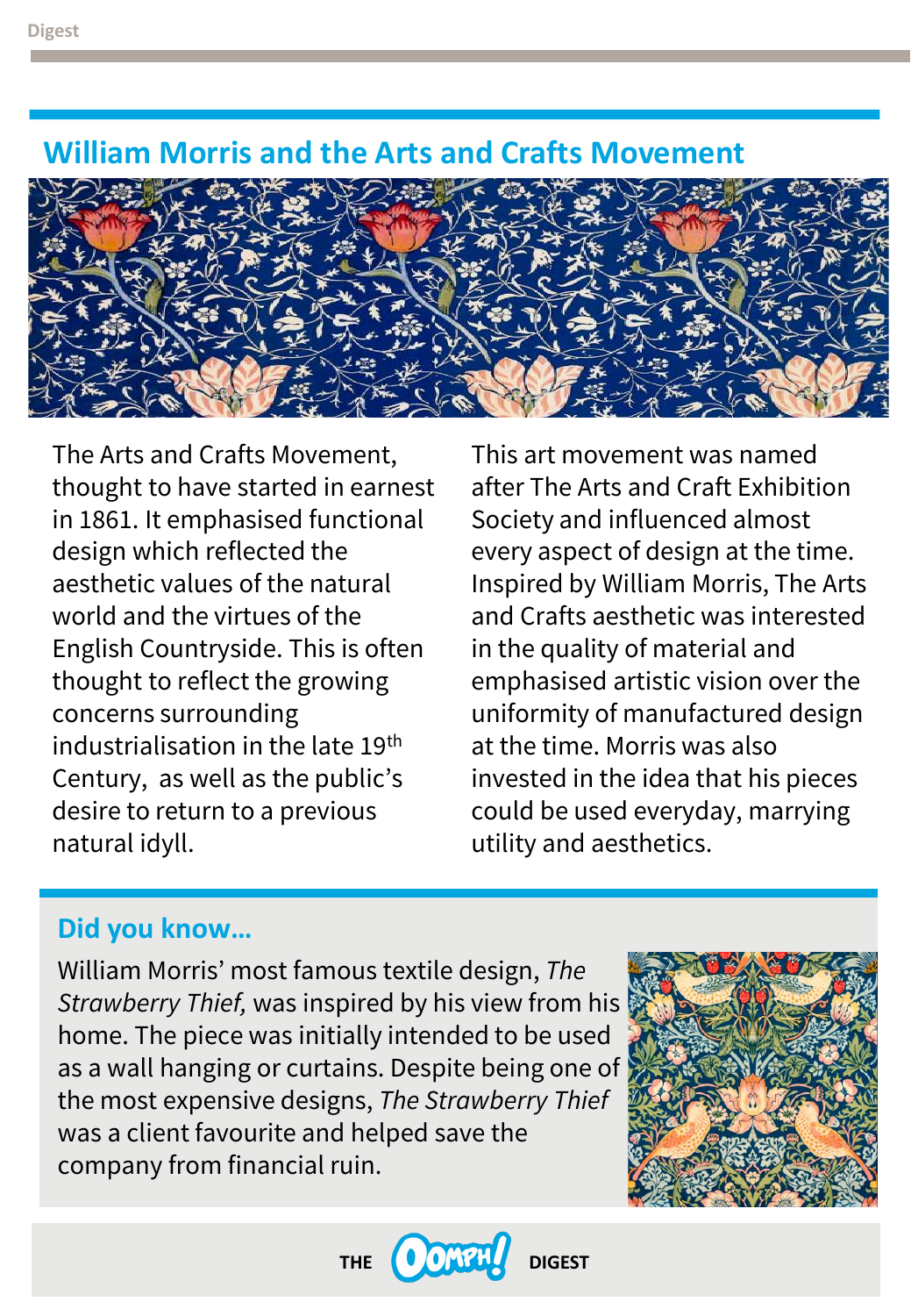## William Morris and the Arts and Crafts Movement

The Arts and Crafts Movement, thought to have started in earnest in 1861. It emphasised functional design which reflected the aesthetic values of the natural world and the virtues of the English Countryside. This is often thought to reflect the growing concerns surrounding industrialisation in the late 19th Century, as well as the public's desire to return to a previous natural idyll.

This art movement was named after The Arts and Craft Exhibition Society and influenced almost every aspect of design at the time. Inspired by William Morris, The Arts and Crafts aesthetic was interested in the quality of material and emphasised artistic vision over the uniformity of manufactured design at the time. Morris was also invested in the idea that his pieces could be used everyday, marrying utility and aesthetics.

### Did you know...

William Morris' most famous textile design, *The Strawberry Thief,* was inspired by his view from his home. The piece was initially intended to be used as a wall hanging or curtains. Despite being one of the most expensive designs, *The Strawberry Thief* was a client favourite and helped save the company from financial ruin.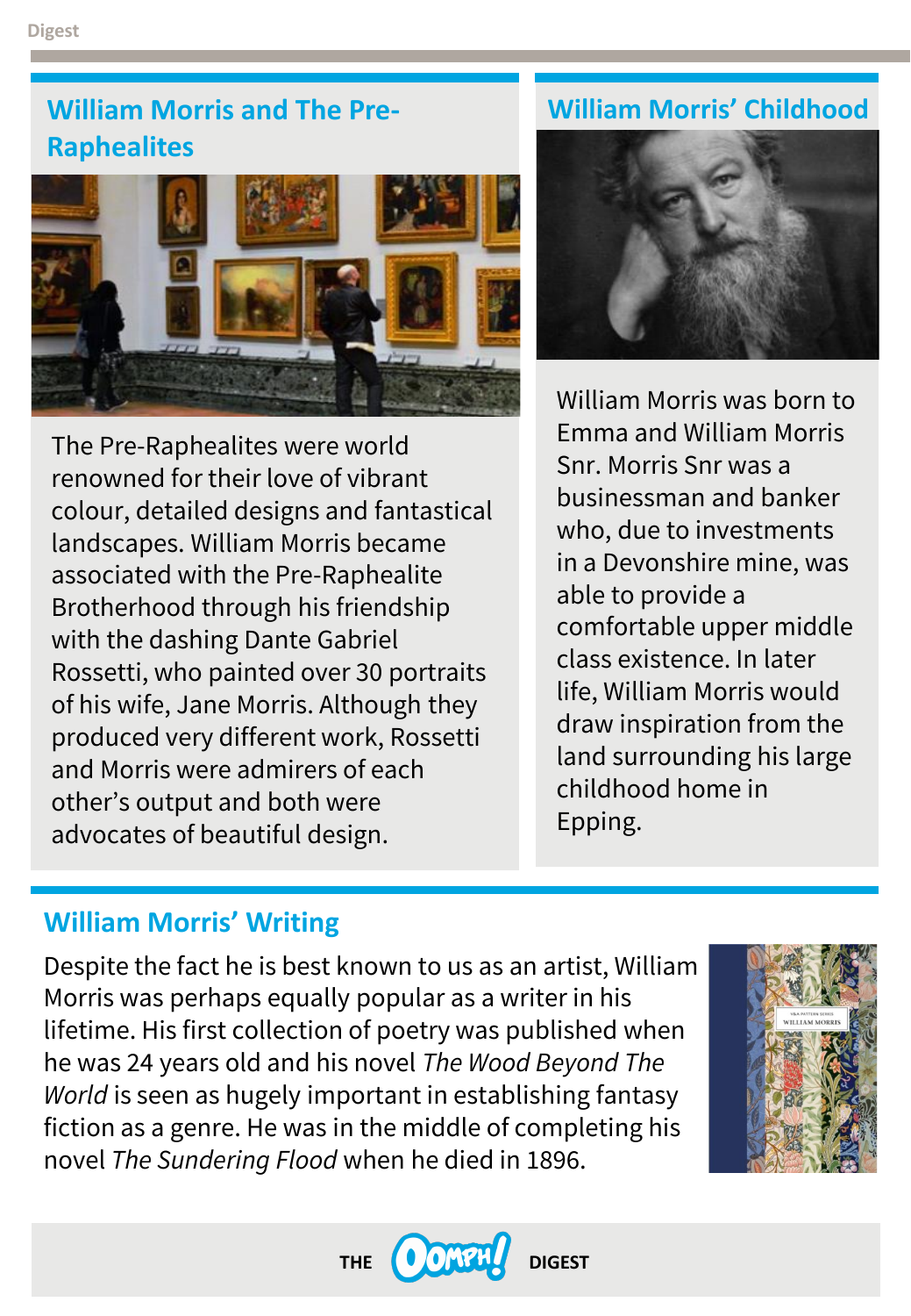## William Morris and The Pre-Raphealites

The Pre-Raphealites were world renowned for their love of vibrant colour, detailed designs and fantastical landscapes. William Morris became associated with the Pre-Raphealite Brotherhood through his friendship with the dashing Dante Gabriel Rossetti, who painted over 30 portraits of his wife, Jane Morris. Although they produced very different work, Rossetti and Morris were admirers of each other's output and both were advocates of beautiful design.

## William Morris' Childhood

William Morris was born to Emma and William Morris Snr. Morris Snr was a businessman and banker who, due to investments in a Devonshire mine, was able to provide a comfortable upper middle class existence. In later life, William Morris would draw inspiration from the land surrounding his large childhood home in Epping.

## William Morris' Writing

Despite the fact he is best known to us as an artist, William Morris was perhaps equally popular as a writer in his lifetime. His first collection of poetry was published when he was 24 years old and his novel *The Wood Beyond The World* is seen as hugely important in establishing fantasy fiction as a genre. He was in the middle of completing his novel *The Sundering Flood* when he died in 1896.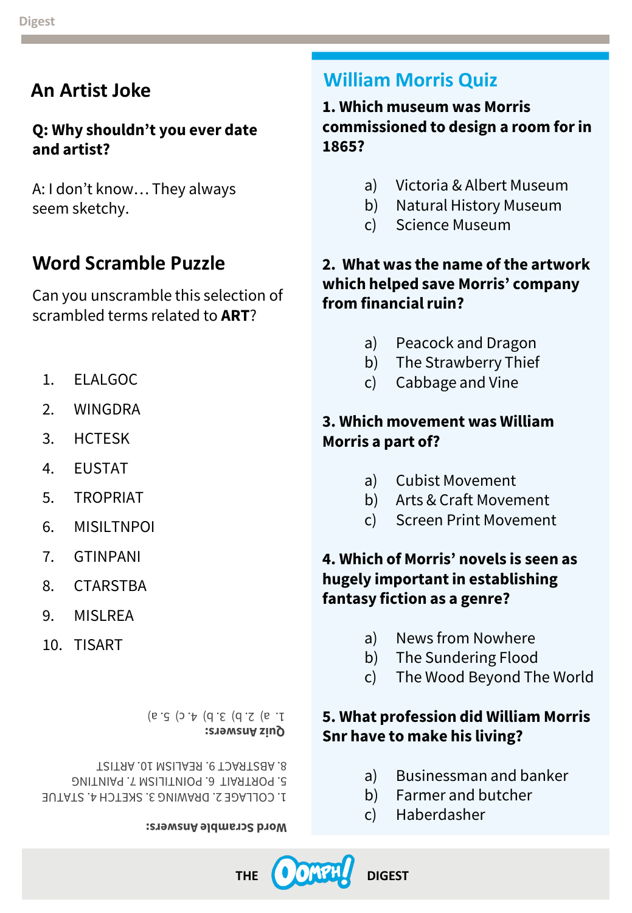## An Artist Joke

**Q: Why shouldn't you ever date and artist?**

A: I don't know… They always seem sketchy.

## Word Scramble Puzzle

Can you unscramble this selection of scrambled terms related to **ART**?

1. ELALGOC
2. WINGDRA
3. HCTESK
4. EUSTAT
5. TROPRIAT
6. MISILTNPOI
7. GTINPANI
8. CTARSTBA
9. MISLREA
10. TISART

**Quiz Answers:**
1. a) 2. b) 3. b) 4. c) 5. a)

**Word Scramble Answers:**
1. COLLAGE 2. DRAWING 3. SKETCH 4. STATUE 5. PORTRAIT 6. POINTILISM 7. PAINTING 8. ABSTRACT 9. REALISM 10. ARTIST

## William Morris Quiz

**1. Which museum was Morris commissioned to design a room for in 1865?**

a) Victoria & Albert Museum
b) Natural History Museum
c) Science Museum

**2. What was the name of the artwork which helped save Morris' company from financial ruin?**

a) Peacock and Dragon
b) The Strawberry Thief
c) Cabbage and Vine

**3. Which movement was William Morris a part of?**

a) Cubist Movement
b) Arts & Craft Movement
c) Screen Print Movement

**4. Which of Morris' novels is seen as hugely important in establishing fantasy fiction as a genre?**

a) News from Nowhere
b) The Sundering Flood
c) The Wood Beyond The World

**5. What profession did William Morris Snr have to make his living?**

a) Businessman and banker
b) Farmer and butcher
c) Haberdasher